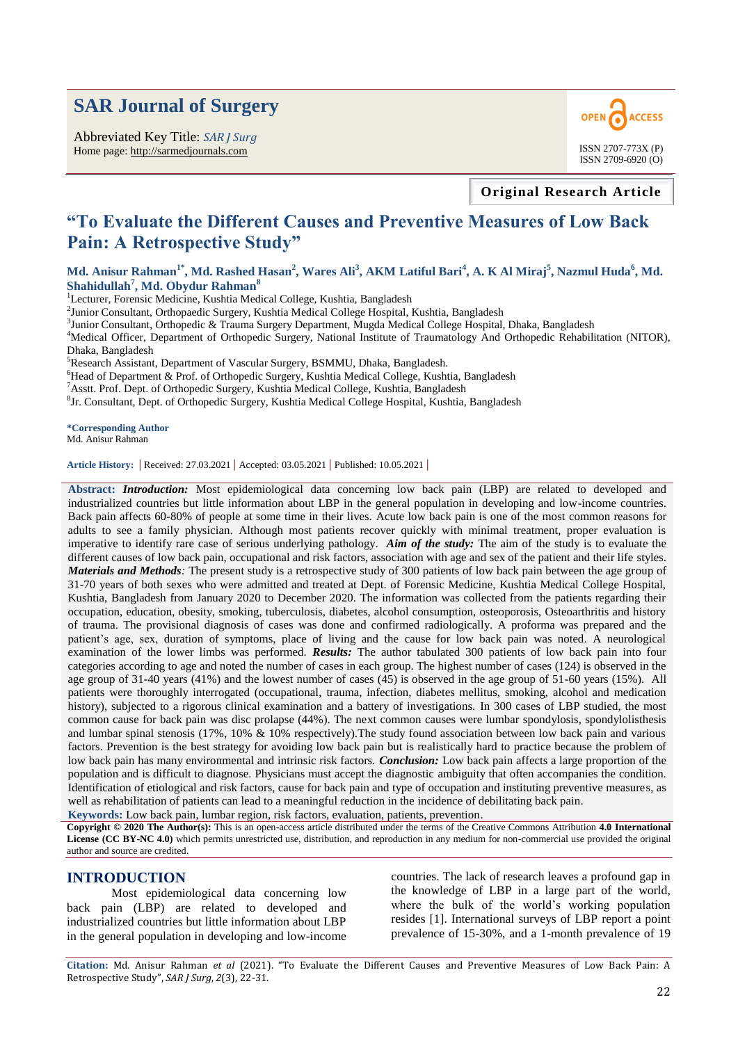# SAR Journal of Surgery

Abbreviated Key Title: *SAR J Surg*
Home page: http://sarmedjournals.com

OPEN ACCESS

ISSN 2707-773X (P)
ISSN 2709-6920 (O)

**Original Research Article**

## "To Evaluate the Different Causes and Preventive Measures of Low Back Pain: A Retrospective Study"

**Md. Anisur Rahman[1*], Md. Rashed Hasan[2], Wares Ali[3], AKM Latiful Bari[4], A. K Al Miraj[5], Nazmul Huda[6], Md. Shahidullah[7], Md. Obydur Rahman[8]**

[1]Lecturer, Forensic Medicine, Kushtia Medical College, Kushtia, Bangladesh
[2]Junior Consultant, Orthopaedic Surgery, Kushtia Medical College Hospital, Kushtia, Bangladesh
[3]Junior Consultant, Orthopedic & Trauma Surgery Department, Mugda Medical College Hospital, Dhaka, Bangladesh
[4]Medical Officer, Department of Orthopedic Surgery, National Institute of Traumatology And Orthopedic Rehabilitation (NITOR), Dhaka, Bangladesh
[5]Research Assistant, Department of Vascular Surgery, BSMMU, Dhaka, Bangladesh.
[6]Head of Department & Prof. of Orthopedic Surgery, Kushtia Medical College, Kushtia, Bangladesh
[7]Asstt. Prof. Dept. of Orthopedic Surgery, Kushtia Medical College, Kushtia, Bangladesh
[8]Jr. Consultant, Dept. of Orthopedic Surgery, Kushtia Medical College Hospital, Kushtia, Bangladesh

**\*Corresponding Author**
Md. Anisur Rahman

**Article History:** | Received: 27.03.2021 | Accepted: 03.05.2021 | Published: 10.05.2021 |

**Abstract:** ***Introduction:*** Most epidemiological data concerning low back pain (LBP) are related to developed and industrialized countries but little information about LBP in the general population in developing and low-income countries. Back pain affects 60-80% of people at some time in their lives. Acute low back pain is one of the most common reasons for adults to see a family physician. Although most patients recover quickly with minimal treatment, proper evaluation is imperative to identify rare case of serious underlying pathology. ***Aim of the study:*** The aim of the study is to evaluate the different causes of low back pain, occupational and risk factors, association with age and sex of the patient and their life styles. ***Materials and Methods:*** The present study is a retrospective study of 300 patients of low back pain between the age group of 31-70 years of both sexes who were admitted and treated at Dept. of Forensic Medicine, Kushtia Medical College Hospital, Kushtia, Bangladesh from January 2020 to December 2020. The information was collected from the patients regarding their occupation, education, obesity, smoking, tuberculosis, diabetes, alcohol consumption, osteoporosis, Osteoarthritis and history of trauma. The provisional diagnosis of cases was done and confirmed radiologically. A proforma was prepared and the patient's age, sex, duration of symptoms, place of living and the cause for low back pain was noted. A neurological examination of the lower limbs was performed. ***Results:*** The author tabulated 300 patients of low back pain into four categories according to age and noted the number of cases in each group. The highest number of cases (124) is observed in the age group of 31-40 years (41%) and the lowest number of cases (45) is observed in the age group of 51-60 years (15%). All patients were thoroughly interrogated (occupational, trauma, infection, diabetes mellitus, smoking, alcohol and medication history), subjected to a rigorous clinical examination and a battery of investigations. In 300 cases of LBP studied, the most common cause for back pain was disc prolapse (44%). The next common causes were lumbar spondylosis, spondylolisthesis and lumbar spinal stenosis (17%, 10% & 10% respectively).The study found association between low back pain and various factors. Prevention is the best strategy for avoiding low back pain but is realistically hard to practice because the problem of low back pain has many environmental and intrinsic risk factors. ***Conclusion:*** Low back pain affects a large proportion of the population and is difficult to diagnose. Physicians must accept the diagnostic ambiguity that often accompanies the condition. Identification of etiological and risk factors, cause for back pain and type of occupation and instituting preventive measures, as well as rehabilitation of patients can lead to a meaningful reduction in the incidence of debilitating back pain.

**Keywords:** Low back pain, lumbar region, risk factors, evaluation, patients, prevention.

**Copyright © 2020 The Author(s):** This is an open-access article distributed under the terms of the Creative Commons Attribution **4.0 International License (CC BY-NC 4.0)** which permits unrestricted use, distribution, and reproduction in any medium for non-commercial use provided the original author and source are credited.

## INTRODUCTION

Most epidemiological data concerning low back pain (LBP) are related to developed and industrialized countries but little information about LBP in the general population in developing and low-income countries. The lack of research leaves a profound gap in the knowledge of LBP in a large part of the world, where the bulk of the world's working population resides [1]. International surveys of LBP report a point prevalence of 15-30%, and a 1-month prevalence of 19

**Citation:** Md. Anisur Rahman *et al* (2021). "To Evaluate the Different Causes and Preventive Measures of Low Back Pain: A Retrospective Study", *SAR J Surg*, *2*(3), 22-31.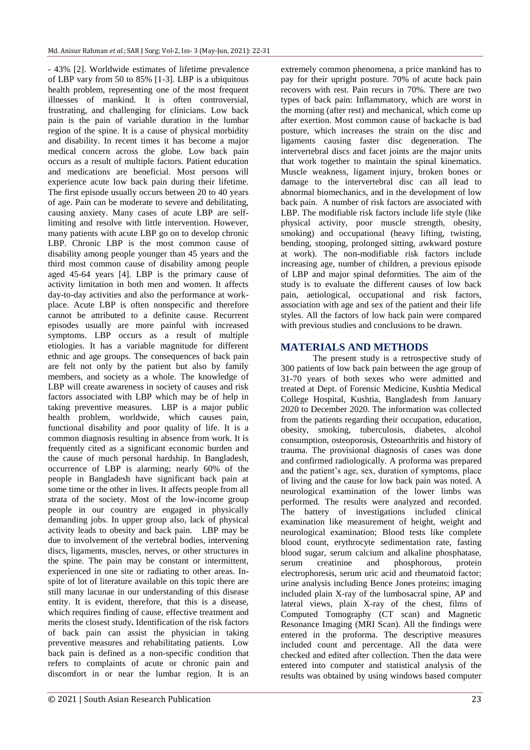- 43% [2]. Worldwide estimates of lifetime prevalence of LBP vary from 50 to 85% [1-3]. LBP is a ubiquitous health problem, representing one of the most frequent illnesses of mankind. It is often controversial, frustrating, and challenging for clinicians. Low back pain is the pain of variable duration in the lumbar region of the spine. It is a cause of physical morbidity and disability. In recent times it has become a major medical concern across the globe. Low back pain occurs as a result of multiple factors. Patient education and medications are beneficial. Most persons will experience acute low back pain during their lifetime. The first episode usually occurs between 20 to 40 years of age. Pain can be moderate to severe and debilitating, causing anxiety. Many cases of acute LBP are self-limiting and resolve with little intervention. However, many patients with acute LBP go on to develop chronic LBP. Chronic LBP is the most common cause of disability among people younger than 45 years and the third most common cause of disability among people aged 45-64 years [4]. LBP is the primary cause of activity limitation in both men and women. It affects day-to-day activities and also the performance at work-place. Acute LBP is often nonspecific and therefore cannot be attributed to a definite cause. Recurrent episodes usually are more painful with increased symptoms. LBP occurs as a result of multiple etiologies. It has a variable magnitude for different ethnic and age groups. The consequences of back pain are felt not only by the patient but also by family members, and society as a whole. The knowledge of LBP will create awareness in society of causes and risk factors associated with LBP which may be of help in taking preventive measures. LBP is a major public health problem, worldwide, which causes pain, functional disability and poor quality of life. It is a common diagnosis resulting in absence from work. It is frequently cited as a significant economic burden and the cause of much personal hardship. In Bangladesh, occurrence of LBP is alarming; nearly 60% of the people in Bangladesh have significant back pain at some time or the other in lives. It affects people from all strata of the society. Most of the low-income group people in our country are engaged in physically demanding jobs. In upper group also, lack of physical activity leads to obesity and back pain. LBP may be due to involvement of the vertebral bodies, intervening discs, ligaments, muscles, nerves, or other structures in the spine. The pain may be constant or intermittent, experienced in one site or radiating to other areas. In-spite of lot of literature available on this topic there are still many lacunae in our understanding of this disease entity. It is evident, therefore, that this is a disease, which requires finding of cause, effective treatment and merits the closest study**.** Identification of the risk factors of back pain can assist the physician in taking preventive measures and rehabilitating patients. Low back pain is defined as a non-specific condition that refers to complaints of acute or chronic pain and discomfort in or near the lumbar region. It is an extremely common phenomena, a price mankind has to pay for their upright posture. 70% of acute back pain recovers with rest. Pain recurs in 70%. There are two types of back pain: Inflammatory, which are worst in the morning (after rest) and mechanical, which come up after exertion. Most common cause of backache is bad posture, which increases the strain on the disc and ligaments causing faster disc degeneration. The intervertebral discs and facet joints are the major units that work together to maintain the spinal kinematics. Muscle weakness, ligament injury, broken bones or damage to the intervertebral disc can all lead to abnormal biomechanics, and in the development of low back pain. A number of risk factors are associated with LBP. The modifiable risk factors include life style (like physical activity, poor muscle strength, obesity, smoking) and occupational (heavy lifting, twisting, bending, stooping, prolonged sitting, awkward posture at work). The non-modifiable risk factors include increasing age, number of children, a previous episode of LBP and major spinal deformities. The aim of the study is to evaluate the different causes of low back pain, aetiological, occupational and risk factors, association with age and sex of the patient and their life styles. All the factors of low back pain were compared with previous studies and conclusions to be drawn.

## MATERIALS AND METHODS

The present study is a retrospective study of 300 patients of low back pain between the age group of 31-70 years of both sexes who were admitted and treated at Dept. of Forensic Medicine, Kushtia Medical College Hospital, Kushtia, Bangladesh from January 2020 to December 2020. The information was collected from the patients regarding their occupation, education, obesity, smoking, tuberculosis, diabetes, alcohol consumption, osteoporosis, Osteoarthritis and history of trauma. The provisional diagnosis of cases was done and confirmed radiologically. A proforma was prepared and the patient's age, sex, duration of symptoms, place of living and the cause for low back pain was noted. A neurological examination of the lower limbs was performed. The results were analyzed and recorded. The battery of investigations included clinical examination like measurement of height, weight and neurological examination; Blood tests like complete blood count, erythrocyte sedimentation rate, fasting blood sugar, serum calcium and alkaline phosphatase, serum creatinine and phosphorous, protein electrophoresis, serum uric acid and rheumatoid factor; urine analysis including Bence Jones proteins; imaging included plain X-ray of the lumbosacral spine, AP and lateral views, plain X-ray of the chest, films of Computed Tomography (CT scan) and Magnetic Resonance Imaging (MRI Scan). All the findings were entered in the proforma. The descriptive measures included count and percentage. All the data were checked and edited after collection. Then the data were entered into computer and statistical analysis of the results was obtained by using windows based computer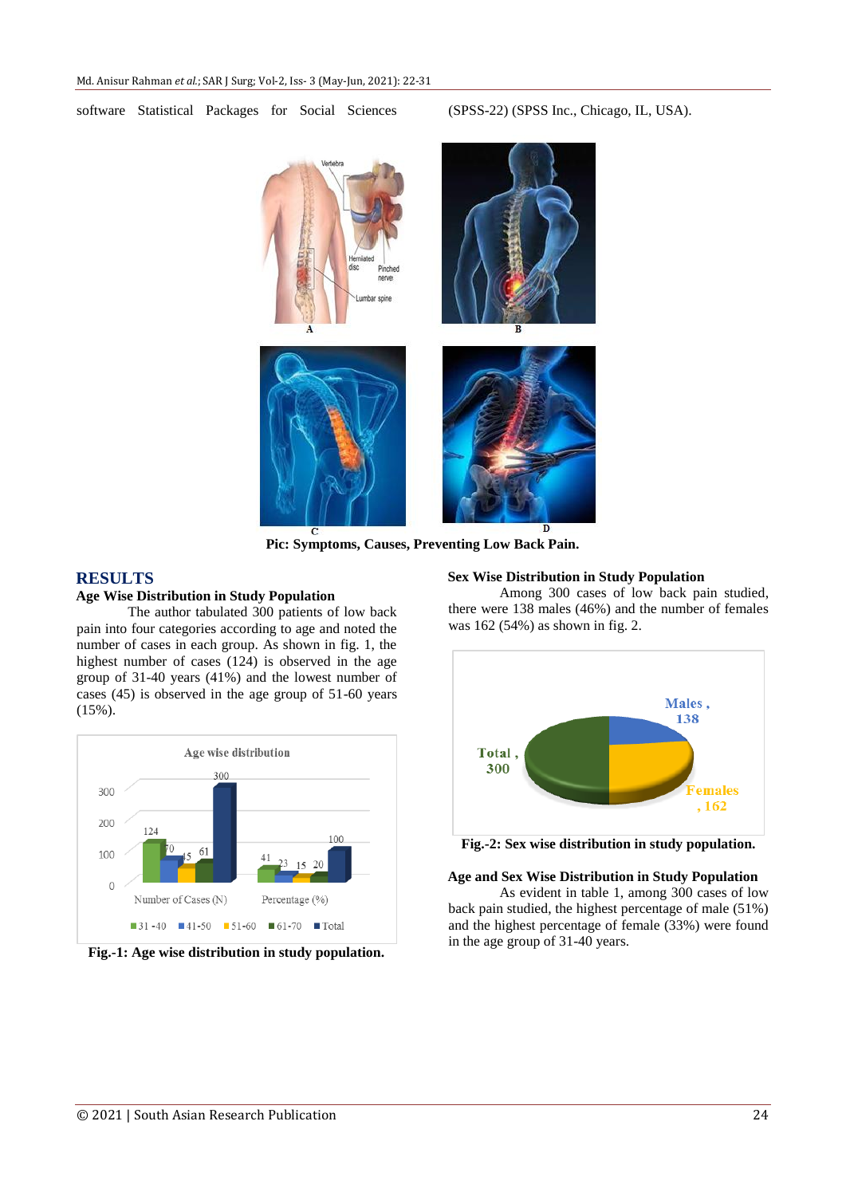software Statistical Packages for Social Sciences (SPSS-22) (SPSS Inc., Chicago, IL, USA).

Pic: Symptoms, Causes, Preventing Low Back Pain.

# RESULTS

### Age Wise Distribution in Study Population

The author tabulated 300 patients of low back pain into four categories according to age and noted the number of cases in each group. As shown in fig. 1, the highest number of cases (124) is observed in the age group of 31-40 years (41%) and the lowest number of cases (45) is observed in the age group of 51-60 years (15%).

Fig.-1: Age wise distribution in study population.

### Sex Wise Distribution in Study Population

Among 300 cases of low back pain studied, there were 138 males (46%) and the number of females was 162 (54%) as shown in fig. 2.

Fig.-2: Sex wise distribution in study population.

### Age and Sex Wise Distribution in Study Population

As evident in table 1, among 300 cases of low back pain studied, the highest percentage of male (51%) and the highest percentage of female (33%) were found in the age group of 31-40 years.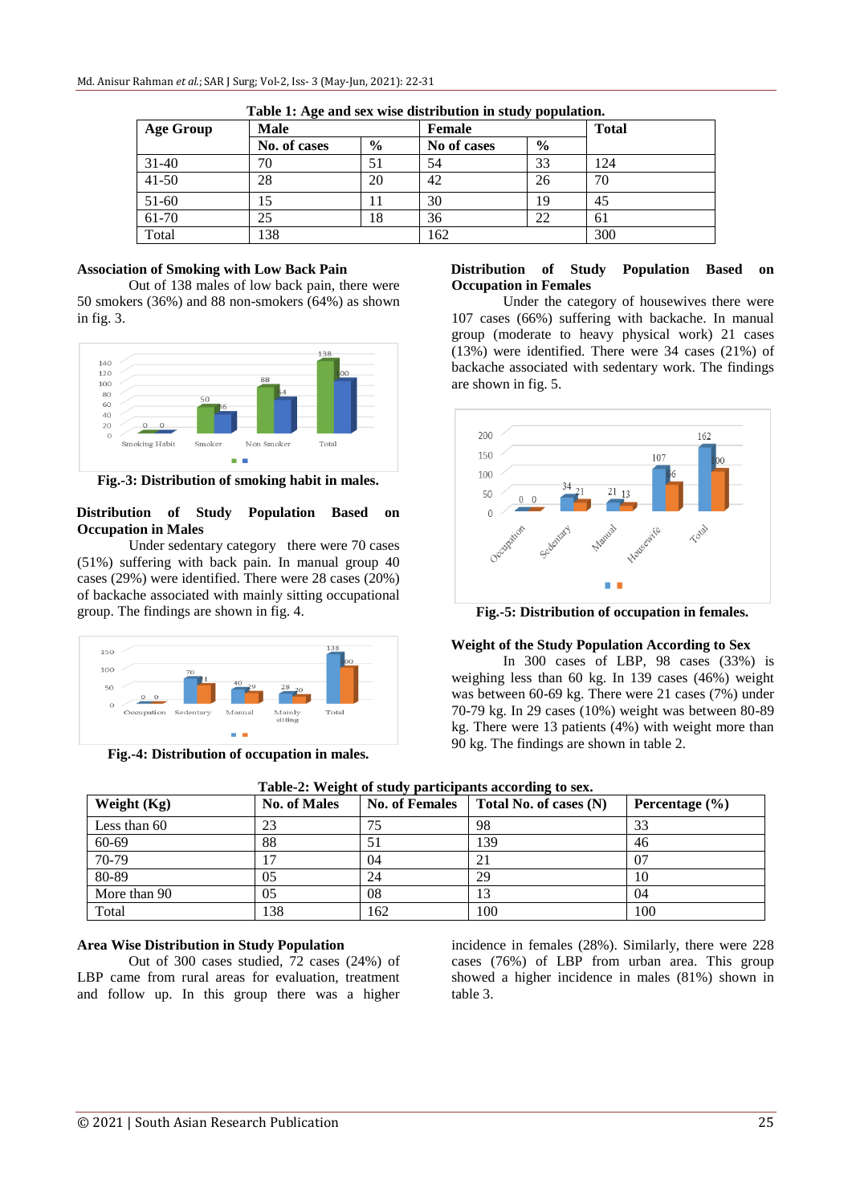**Table 1: Age and sex wise distribution in study population.**

| Age Group | Male | | Female | | Total |
|---|---|---|---|---|---|
| | No. of cases | % | No of cases | % | |
| 31-40 | 70 | 51 | 54 | 33 | 124 |
| 41-50 | 28 | 20 | 42 | 26 | 70 |
| 51-60 | 15 | 11 | 30 | 19 | 45 |
| 61-70 | 25 | 18 | 36 | 22 | 61 |
| Total | 138 | | 162 | | 300 |

**Association of Smoking with Low Back Pain**

Out of 138 males of low back pain, there were 50 smokers (36%) and 88 non-smokers (64%) as shown in fig. 3.

**Fig.-3: Distribution of smoking habit in males.**

**Distribution of Study Population Based on Occupation in Males**

Under sedentary category there were 70 cases (51%) suffering with back pain. In manual group 40 cases (29%) were identified. There were 28 cases (20%) of backache associated with mainly sitting occupational group. The findings are shown in fig. 4.

**Fig.-4: Distribution of occupation in males.**

**Distribution of Study Population Based on Occupation in Females**

Under the category of housewives there were 107 cases (66%) suffering with backache. In manual group (moderate to heavy physical work) 21 cases (13%) were identified. There were 34 cases (21%) of backache associated with sedentary work. The findings are shown in fig. 5.

**Fig.-5: Distribution of occupation in females.**

**Weight of the Study Population According to Sex**

In 300 cases of LBP, 98 cases (33%) is weighing less than 60 kg. In 139 cases (46%) weight was between 60-69 kg. There were 21 cases (7%) under 70-79 kg. In 29 cases (10%) weight was between 80-89 kg. There were 13 patients (4%) with weight more than 90 kg. The findings are shown in table 2.

**Table-2: Weight of study participants according to sex.**

| Weight (Kg) | No. of Males | No. of Females | Total No. of cases (N) | Percentage (%) |
|---|---|---|---|---|
| Less than 60 | 23 | 75 | 98 | 33 |
| 60-69 | 88 | 51 | 139 | 46 |
| 70-79 | 17 | 04 | 21 | 07 |
| 80-89 | 05 | 24 | 29 | 10 |
| More than 90 | 05 | 08 | 13 | 04 |
| Total | 138 | 162 | 100 | 100 |

**Area Wise Distribution in Study Population**

Out of 300 cases studied, 72 cases (24%) of LBP came from rural areas for evaluation, treatment and follow up. In this group there was a higher incidence in females (28%). Similarly, there were 228 cases (76%) of LBP from urban area. This group showed a higher incidence in males (81%) shown in table 3.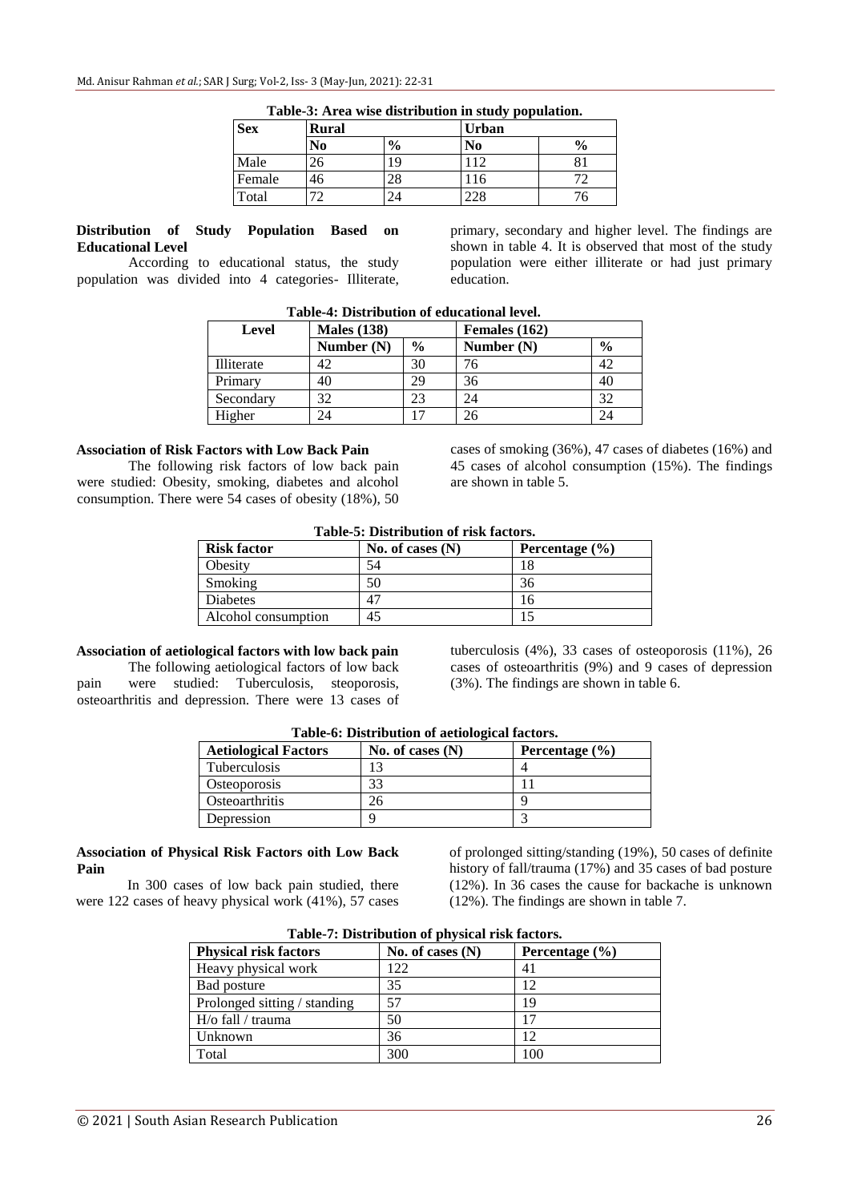**Table-3: Area wise distribution in study population.**

| Sex | Rural | | Urban | |
|---|---|---|---|---|
| | No | % | No | % |
| Male | 26 | 19 | 112 | 81 |
| Female | 46 | 28 | 116 | 72 |
| Total | 72 | 24 | 228 | 76 |

**Distribution of Study Population Based on Educational Level**

According to educational status, the study population was divided into 4 categories- Illiterate, primary, secondary and higher level. The findings are shown in table 4. It is observed that most of the study population were either illiterate or had just primary education.

**Table-4: Distribution of educational level.**

| Level | Males (138) | | Females (162) | |
|---|---|---|---|---|
| | Number (N) | % | Number (N) | % |
| Illiterate | 42 | 30 | 76 | 42 |
| Primary | 40 | 29 | 36 | 40 |
| Secondary | 32 | 23 | 24 | 32 |
| Higher | 24 | 17 | 26 | 24 |

**Association of Risk Factors with Low Back Pain**

The following risk factors of low back pain were studied: Obesity, smoking, diabetes and alcohol consumption. There were 54 cases of obesity (18%), 50 cases of smoking (36%), 47 cases of diabetes (16%) and 45 cases of alcohol consumption (15%). The findings are shown in table 5.

**Table-5: Distribution of risk factors.**

| Risk factor | No. of cases (N) | Percentage (%) |
|---|---|---|
| Obesity | 54 | 18 |
| Smoking | 50 | 36 |
| Diabetes | 47 | 16 |
| Alcohol consumption | 45 | 15 |

**Association of aetiological factors with low back pain**

The following aetiological factors of low back pain were studied: Tuberculosis, steoporosis, osteoarthritis and depression. There were 13 cases of tuberculosis (4%), 33 cases of osteoporosis (11%), 26 cases of osteoarthritis (9%) and 9 cases of depression (3%). The findings are shown in table 6.

**Table-6: Distribution of aetiological factors.**

| Aetiological Factors | No. of cases (N) | Percentage (%) |
|---|---|---|
| Tuberculosis | 13 | 4 |
| Osteoporosis | 33 | 11 |
| Osteoarthritis | 26 | 9 |
| Depression | 9 | 3 |

**Association of Physical Risk Factors oith Low Back Pain**

In 300 cases of low back pain studied, there were 122 cases of heavy physical work (41%), 57 cases of prolonged sitting/standing (19%), 50 cases of definite history of fall/trauma (17%) and 35 cases of bad posture (12%). In 36 cases the cause for backache is unknown (12%). The findings are shown in table 7.

**Table-7: Distribution of physical risk factors.**

| Physical risk factors | No. of cases (N) | Percentage (%) |
|---|---|---|
| Heavy physical work | 122 | 41 |
| Bad posture | 35 | 12 |
| Prolonged sitting / standing | 57 | 19 |
| H/o fall / trauma | 50 | 17 |
| Unknown | 36 | 12 |
| Total | 300 | 100 |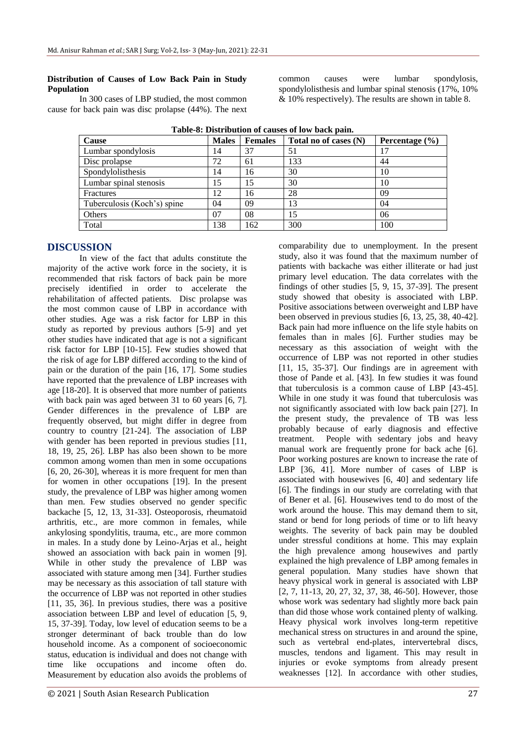**Distribution of Causes of Low Back Pain in Study Population**

In 300 cases of LBP studied, the most common cause for back pain was disc prolapse (44%). The next common causes were lumbar spondylosis, spondylolisthesis and lumbar spinal stenosis (17%, 10% & 10% respectively). The results are shown in table 8.

**Table-8: Distribution of causes of low back pain.**

| Cause | Males | Females | Total no of cases (N) | Percentage (%) |
|---|---|---|---|---|
| Lumbar spondylosis | 14 | 37 | 51 | 17 |
| Disc prolapse | 72 | 61 | 133 | 44 |
| Spondylolisthesis | 14 | 16 | 30 | 10 |
| Lumbar spinal stenosis | 15 | 15 | 30 | 10 |
| Fractures | 12 | 16 | 28 | 09 |
| Tuberculosis (Koch's) spine | 04 | 09 | 13 | 04 |
| Others | 07 | 08 | 15 | 06 |
| Total | 138 | 162 | 300 | 100 |

## DISCUSSION

In view of the fact that adults constitute the majority of the active work force in the society, it is recommended that risk factors of back pain be more precisely identified in order to accelerate the rehabilitation of affected patients. Disc prolapse was the most common cause of LBP in accordance with other studies. Age was a risk factor for LBP in this study as reported by previous authors [5-9] and yet other studies have indicated that age is not a significant risk factor for LBP [10-15]. Few studies showed that the risk of age for LBP differed according to the kind of pain or the duration of the pain [16, 17]. Some studies have reported that the prevalence of LBP increases with age [18-20]. It is observed that more number of patients with back pain was aged between 31 to 60 years [6, 7]. Gender differences in the prevalence of LBP are frequently observed, but might differ in degree from country to country [21-24]. The association of LBP with gender has been reported in previous studies [11, 18, 19, 25, 26]. LBP has also been shown to be more common among women than men in some occupations [6, 20, 26-30], whereas it is more frequent for men than for women in other occupations [19]. In the present study, the prevalence of LBP was higher among women than men. Few studies observed no gender specific backache [5, 12, 13, 31-33]. Osteoporosis, rheumatoid arthritis, etc., are more common in females, while ankylosing spondylitis, trauma, etc., are more common in males. In a study done by Leino-Arjas et al., height showed an association with back pain in women [9]. While in other study the prevalence of LBP was associated with stature among men [34]. Further studies may be necessary as this association of tall stature with the occurrence of LBP was not reported in other studies [11, 35, 36]. In previous studies, there was a positive association between LBP and level of education [5, 9, 15, 37-39]. Today, low level of education seems to be a stronger determinant of back trouble than do low household income. As a component of socioeconomic status, education is individual and does not change with time like occupations and income often do. Measurement by education also avoids the problems of comparability due to unemployment. In the present study, also it was found that the maximum number of patients with backache was either illiterate or had just primary level education. The data correlates with the findings of other studies [5, 9, 15, 37-39]. The present study showed that obesity is associated with LBP. Positive associations between overweight and LBP have been observed in previous studies [6, 13, 25, 38, 40-42]. Back pain had more influence on the life style habits on females than in males [6]. Further studies may be necessary as this association of weight with the occurrence of LBP was not reported in other studies [11, 15, 35-37]. Our findings are in agreement with those of Pande et al. [43]. In few studies it was found that tuberculosis is a common cause of LBP [43-45]. While in one study it was found that tuberculosis was not significantly associated with low back pain [27]. In the present study, the prevalence of TB was less probably because of early diagnosis and effective treatment. People with sedentary jobs and heavy manual work are frequently prone for back ache [6]. Poor working postures are known to increase the rate of LBP [36, 41]. More number of cases of LBP is associated with housewives [6, 40] and sedentary life [6]. The findings in our study are correlating with that of Bener et al. [6]. Housewives tend to do most of the work around the house. This may demand them to sit, stand or bend for long periods of time or to lift heavy weights. The severity of back pain may be doubled under stressful conditions at home. This may explain the high prevalence among housewives and partly explained the high prevalence of LBP among females in general population. Many studies have shown that heavy physical work in general is associated with LBP [2, 7, 11-13, 20, 27, 32, 37, 38, 46-50]. However, those whose work was sedentary had slightly more back pain than did those whose work contained plenty of walking. Heavy physical work involves long-term repetitive mechanical stress on structures in and around the spine, such as vertebral end-plates, intervertebral discs, muscles, tendons and ligament. This may result in injuries or evoke symptoms from already present weaknesses [12]. In accordance with other studies,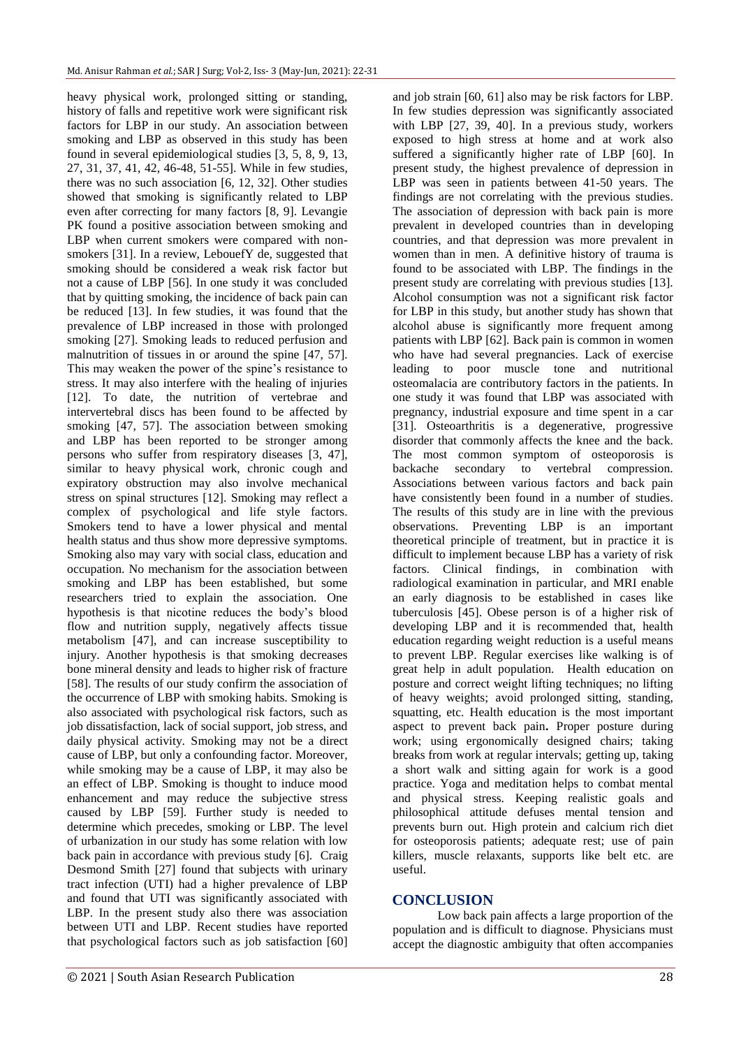heavy physical work, prolonged sitting or standing, history of falls and repetitive work were significant risk factors for LBP in our study. An association between smoking and LBP as observed in this study has been found in several epidemiological studies [3, 5, 8, 9, 13, 27, 31, 37, 41, 42, 46-48, 51-55]. While in few studies, there was no such association [6, 12, 32]. Other studies showed that smoking is significantly related to LBP even after correcting for many factors [8, 9]. Levangie PK found a positive association between smoking and LBP when current smokers were compared with non-smokers [31]. In a review, LebouefY de, suggested that smoking should be considered a weak risk factor but not a cause of LBP [56]. In one study it was concluded that by quitting smoking, the incidence of back pain can be reduced [13]. In few studies, it was found that the prevalence of LBP increased in those with prolonged smoking [27]. Smoking leads to reduced perfusion and malnutrition of tissues in or around the spine [47, 57]. This may weaken the power of the spine's resistance to stress. It may also interfere with the healing of injuries [12]. To date, the nutrition of vertebrae and intervertebral discs has been found to be affected by smoking [47, 57]. The association between smoking and LBP has been reported to be stronger among persons who suffer from respiratory diseases [3, 47], similar to heavy physical work, chronic cough and expiratory obstruction may also involve mechanical stress on spinal structures [12]. Smoking may reflect a complex of psychological and life style factors. Smokers tend to have a lower physical and mental health status and thus show more depressive symptoms. Smoking also may vary with social class, education and occupation. No mechanism for the association between smoking and LBP has been established, but some researchers tried to explain the association. One hypothesis is that nicotine reduces the body's blood flow and nutrition supply, negatively affects tissue metabolism [47], and can increase susceptibility to injury. Another hypothesis is that smoking decreases bone mineral density and leads to higher risk of fracture [58]. The results of our study confirm the association of the occurrence of LBP with smoking habits. Smoking is also associated with psychological risk factors, such as job dissatisfaction, lack of social support, job stress, and daily physical activity. Smoking may not be a direct cause of LBP, but only a confounding factor. Moreover, while smoking may be a cause of LBP, it may also be an effect of LBP. Smoking is thought to induce mood enhancement and may reduce the subjective stress caused by LBP [59]. Further study is needed to determine which precedes, smoking or LBP. The level of urbanization in our study has some relation with low back pain in accordance with previous study [6]. Craig Desmond Smith [27] found that subjects with urinary tract infection (UTI) had a higher prevalence of LBP and found that UTI was significantly associated with LBP. In the present study also there was association between UTI and LBP. Recent studies have reported that psychological factors such as job satisfaction [60] and job strain [60, 61] also may be risk factors for LBP. In few studies depression was significantly associated with LBP [27, 39, 40]. In a previous study, workers exposed to high stress at home and at work also suffered a significantly higher rate of LBP [60]. In present study, the highest prevalence of depression in LBP was seen in patients between 41-50 years. The findings are not correlating with the previous studies. The association of depression with back pain is more prevalent in developed countries than in developing countries, and that depression was more prevalent in women than in men. A definitive history of trauma is found to be associated with LBP. The findings in the present study are correlating with previous studies [13]. Alcohol consumption was not a significant risk factor for LBP in this study, but another study has shown that alcohol abuse is significantly more frequent among patients with LBP [62]. Back pain is common in women who have had several pregnancies. Lack of exercise leading to poor muscle tone and nutritional osteomalacia are contributory factors in the patients. In one study it was found that LBP was associated with pregnancy, industrial exposure and time spent in a car [31]. Osteoarthritis is a degenerative, progressive disorder that commonly affects the knee and the back. The most common symptom of osteoporosis is backache secondary to vertebral compression. Associations between various factors and back pain have consistently been found in a number of studies. The results of this study are in line with the previous observations. Preventing LBP is an important theoretical principle of treatment, but in practice it is difficult to implement because LBP has a variety of risk factors. Clinical findings, in combination with radiological examination in particular, and MRI enable an early diagnosis to be established in cases like tuberculosis [45]. Obese person is of a higher risk of developing LBP and it is recommended that, health education regarding weight reduction is a useful means to prevent LBP. Regular exercises like walking is of great help in adult population. Health education on posture and correct weight lifting techniques; no lifting of heavy weights; avoid prolonged sitting, standing, squatting, etc. Health education is the most important aspect to prevent back pain**.** Proper posture during work; using ergonomically designed chairs; taking breaks from work at regular intervals; getting up, taking a short walk and sitting again for work is a good practice. Yoga and meditation helps to combat mental and physical stress. Keeping realistic goals and philosophical attitude defuses mental tension and prevents burn out. High protein and calcium rich diet for osteoporosis patients; adequate rest; use of pain killers, muscle relaxants, supports like belt etc. are useful.

## CONCLUSION

Low back pain affects a large proportion of the population and is difficult to diagnose. Physicians must accept the diagnostic ambiguity that often accompanies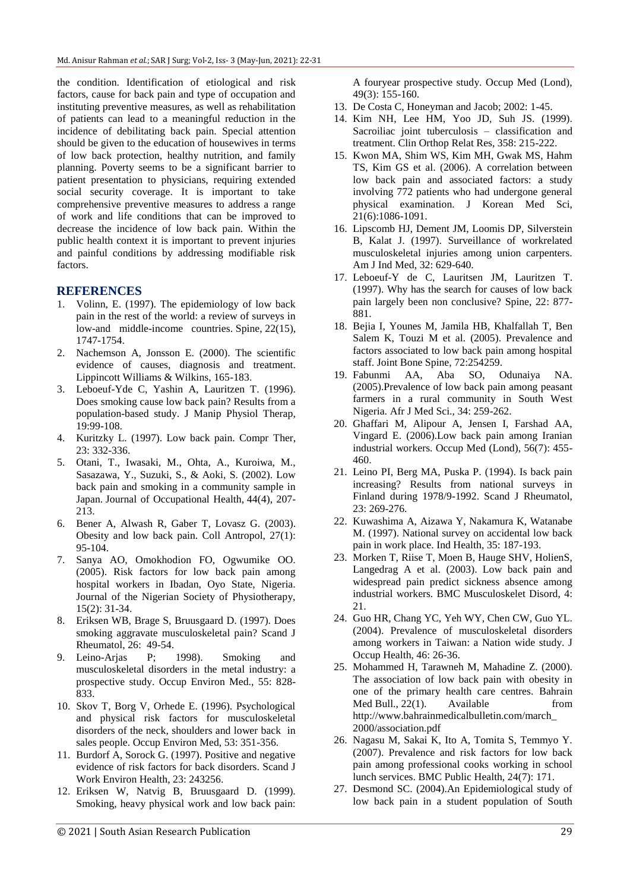the condition. Identification of etiological and risk factors, cause for back pain and type of occupation and instituting preventive measures, as well as rehabilitation of patients can lead to a meaningful reduction in the incidence of debilitating back pain. Special attention should be given to the education of housewives in terms of low back protection, healthy nutrition, and family planning. Poverty seems to be a significant barrier to patient presentation to physicians, requiring extended social security coverage. It is important to take comprehensive preventive measures to address a range of work and life conditions that can be improved to decrease the incidence of low back pain. Within the public health context it is important to prevent injuries and painful conditions by addressing modifiable risk factors.

## REFERENCES

1. Volinn, E. (1997). The epidemiology of low back pain in the rest of the world: a review of surveys in low-and middle-income countries. Spine, 22(15), 1747-1754.
2. Nachemson A, Jonsson E. (2000). The scientific evidence of causes, diagnosis and treatment. Lippincott Williams & Wilkins, 165-183.
3. Leboeuf-Yde C, Yashin A, Lauritzen T. (1996). Does smoking cause low back pain? Results from a population-based study. J Manip Physiol Therap, 19:99-108.
4. Kuritzky L. (1997). Low back pain. Compr Ther, 23: 332-336.
5. Otani, T., Iwasaki, M., Ohta, A., Kuroiwa, M., Sasazawa, Y., Suzuki, S., & Aoki, S. (2002). Low back pain and smoking in a community sample in Japan. Journal of Occupational Health, 44(4), 207-213.
6. Bener A, Alwash R, Gaber T, Lovasz G. (2003). Obesity and low back pain. Coll Antropol, 27(1): 95-104.
7. Sanya AO, Omokhodion FO, Ogwumike OO. (2005). Risk factors for low back pain among hospital workers in Ibadan, Oyo State, Nigeria. Journal of the Nigerian Society of Physiotherapy, 15(2): 31-34.
8. Eriksen WB, Brage S, Bruusgaard D. (1997). Does smoking aggravate musculoskeletal pain? Scand J Rheumatol, 26: 49-54.
9. Leino-Arjas P; 1998). Smoking and musculoskeletal disorders in the metal industry: a prospective study. Occup Environ Med., 55: 828-833.
10. Skov T, Borg V, Orhede E. (1996). Psychological and physical risk factors for musculoskeletal disorders of the neck, shoulders and lower back in sales people. Occup Environ Med, 53: 351-356.
11. Burdorf A, Sorock G. (1997). Positive and negative evidence of risk factors for back disorders. Scand J Work Environ Health, 23: 243256.
12. Eriksen W, Natvig B, Bruusgaard D. (1999). Smoking, heavy physical work and low back pain: A fouryear prospective study. Occup Med (Lond), 49(3): 155-160.
13. De Costa C, Honeyman and Jacob; 2002: 1-45.
14. Kim NH, Lee HM, Yoo JD, Suh JS. (1999). Sacroiliac joint tuberculosis – classification and treatment. Clin Orthop Relat Res, 358: 215-222.
15. Kwon MA, Shim WS, Kim MH, Gwak MS, Hahm TS, Kim GS et al. (2006). A correlation between low back pain and associated factors: a study involving 772 patients who had undergone general physical examination. J Korean Med Sci, 21(6):1086-1091.
16. Lipscomb HJ, Dement JM, Loomis DP, Silverstein B, Kalat J. (1997). Surveillance of workrelated musculoskeletal injuries among union carpenters. Am J Ind Med, 32: 629-640.
17. Leboeuf-Y de C, Lauritsen JM, Lauritzen T. (1997). Why has the search for causes of low back pain largely been non conclusive? Spine, 22: 877-881.
18. Bejia I, Younes M, Jamila HB, Khalfallah T, Ben Salem K, Touzi M et al. (2005). Prevalence and factors associated to low back pain among hospital staff. Joint Bone Spine, 72:254259.
19. Fabunmi AA, Aba SO, Odunaiya NA. (2005).Prevalence of low back pain among peasant farmers in a rural community in South West Nigeria. Afr J Med Sci., 34: 259-262.
20. Ghaffari M, Alipour A, Jensen I, Farshad AA, Vingard E. (2006).Low back pain among Iranian industrial workers. Occup Med (Lond), 56(7): 455-460.
21. Leino PI, Berg MA, Puska P. (1994). Is back pain increasing? Results from national surveys in Finland during 1978/9-1992. Scand J Rheumatol, 23: 269-276.
22. Kuwashima A, Aizawa Y, Nakamura K, Watanabe M. (1997). National survey on accidental low back pain in work place. Ind Health, 35: 187-193.
23. Morken T, Riise T, Moen B, Hauge SHV, HolienS, Langedrag A et al. (2003). Low back pain and widespread pain predict sickness absence among industrial workers. BMC Musculoskelet Disord, 4: 21.
24. Guo HR, Chang YC, Yeh WY, Chen CW, Guo YL. (2004). Prevalence of musculoskeletal disorders among workers in Taiwan: a Nation wide study. J Occup Health, 46: 26-36.
25. Mohammed H, Tarawneh M, Mahadine Z. (2000). The association of low back pain with obesity in one of the primary health care centres. Bahrain Med Bull., 22(1). Available from http://www.bahrainmedicalbulletin.com/march_2000/association.pdf
26. Nagasu M, Sakai K, Ito A, Tomita S, Temmyo Y. (2007). Prevalence and risk factors for low back pain among professional cooks working in school lunch services. BMC Public Health, 24(7): 171.
27. Desmond SC. (2004).An Epidemiological study of low back pain in a student population of South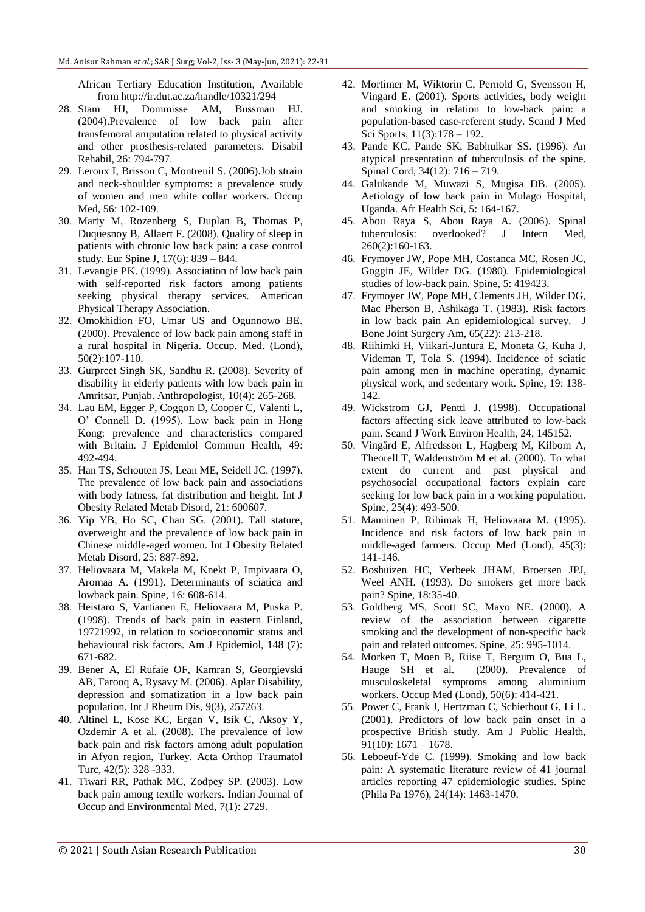African Tertiary Education Institution, Available from http://ir.dut.ac.za/handle/10321/294

28. Stam HJ, Dommisse AM, Bussman HJ. (2004).Prevalence of low back pain after transfemoral amputation related to physical activity and other prosthesis-related parameters. Disabil Rehabil, 26: 794-797.
29. Leroux I, Brisson C, Montreuil S. (2006).Job strain and neck-shoulder symptoms: a prevalence study of women and men white collar workers. Occup Med, 56: 102-109.
30. Marty M, Rozenberg S, Duplan B, Thomas P, Duquesnoy B, Allaert F. (2008). Quality of sleep in patients with chronic low back pain: a case control study. Eur Spine J, 17(6): 839 – 844.
31. Levangie PK. (1999). Association of low back pain with self-reported risk factors among patients seeking physical therapy services. American Physical Therapy Association.
32. Omokhidion FO, Umar US and Ogunnowo BE. (2000). Prevalence of low back pain among staff in a rural hospital in Nigeria. Occup. Med. (Lond), 50(2):107-110.
33. Gurpreet Singh SK, Sandhu R. (2008). Severity of disability in elderly patients with low back pain in Amritsar, Punjab. Anthropologist, 10(4): 265-268.
34. Lau EM, Egger P, Coggon D, Cooper C, Valenti L, O' Connell D. (1995). Low back pain in Hong Kong: prevalence and characteristics compared with Britain. J Epidemiol Commun Health, 49: 492-494.
35. Han TS, Schouten JS, Lean ME, Seidell JC. (1997). The prevalence of low back pain and associations with body fatness, fat distribution and height. Int J Obesity Related Metab Disord, 21: 600607.
36. Yip YB, Ho SC, Chan SG. (2001). Tall stature, overweight and the prevalence of low back pain in Chinese middle-aged women. Int J Obesity Related Metab Disord, 25: 887-892.
37. Heliovaara M, Makela M, Knekt P, Impivaara O, Aromaa A. (1991). Determinants of sciatica and lowback pain. Spine, 16: 608-614.
38. Heistaro S, Vartianen E, Heliovaara M, Puska P. (1998). Trends of back pain in eastern Finland, 19721992, in relation to socioeconomic status and behavioural risk factors. Am J Epidemiol, 148 (7): 671-682.
39. Bener A, El Rufaie OF, Kamran S, Georgievski AB, Farooq A, Rysavy M. (2006). Aplar Disability, depression and somatization in a low back pain population. Int J Rheum Dis, 9(3), 257263.
40. Altinel L, Kose KC, Ergan V, Isik C, Aksoy Y, Ozdemir A et al. (2008). The prevalence of low back pain and risk factors among adult population in Afyon region, Turkey. Acta Orthop Traumatol Turc, 42(5): 328 -333.
41. Tiwari RR, Pathak MC, Zodpey SP. (2003). Low back pain among textile workers. Indian Journal of Occup and Environmental Med, 7(1): 2729.
42. Mortimer M, Wiktorin C, Pernold G, Svensson H, Vingard E. (2001). Sports activities, body weight and smoking in relation to low-back pain: a population-based case-referent study. Scand J Med Sci Sports, 11(3):178 – 192.
43. Pande KC, Pande SK, Babhulkar SS. (1996). An atypical presentation of tuberculosis of the spine. Spinal Cord, 34(12): 716 – 719.
44. Galukande M, Muwazi S, Mugisa DB. (2005). Aetiology of low back pain in Mulago Hospital, Uganda. Afr Health Sci, 5: 164-167.
45. Abou Raya S, Abou Raya A. (2006). Spinal tuberculosis: overlooked? J Intern Med, 260(2):160-163.
46. Frymoyer JW, Pope MH, Costanca MC, Rosen JC, Goggin JE, Wilder DG. (1980). Epidemiological studies of low-back pain. Spine, 5: 419423.
47. Frymoyer JW, Pope MH, Clements JH, Wilder DG, Mac Pherson B, Ashikaga T. (1983). Risk factors in low back pain An epidemiological survey. J Bone Joint Surgery Am, 65(22): 213-218.
48. Riihimki H, Viikari-Juntura E, Moneta G, Kuha J, Videman T, Tola S. (1994). Incidence of sciatic pain among men in machine operating, dynamic physical work, and sedentary work. Spine, 19: 138-142.
49. Wickstrom GJ, Pentti J. (1998). Occupational factors affecting sick leave attributed to low-back pain. Scand J Work Environ Health, 24, 145152.
50. Vingård E, Alfredsson L, Hagberg M, Kilbom A, Theorell T, Waldenström M et al. (2000). To what extent do current and past physical and psychosocial occupational factors explain care seeking for low back pain in a working population. Spine, 25(4): 493-500.
51. Manninen P, Rihimak H, Heliovaara M. (1995). Incidence and risk factors of low back pain in middle-aged farmers. Occup Med (Lond), 45(3): 141-146.
52. Boshuizen HC, Verbeek JHAM, Broersen JPJ, Weel ANH. (1993). Do smokers get more back pain? Spine, 18:35-40.
53. Goldberg MS, Scott SC, Mayo NE. (2000). A review of the association between cigarette smoking and the development of non-specific back pain and related outcomes. Spine, 25: 995-1014.
54. Morken T, Moen B, Riise T, Bergum O, Bua L, Hauge SH et al. (2000). Prevalence of musculoskeletal symptoms among aluminium workers. Occup Med (Lond), 50(6): 414-421.
55. Power C, Frank J, Hertzman C, Schierhout G, Li L. (2001). Predictors of low back pain onset in a prospective British study. Am J Public Health, 91(10): 1671 – 1678.
56. Leboeuf-Yde C. (1999). Smoking and low back pain: A systematic literature review of 41 journal articles reporting 47 epidemiologic studies. Spine (Phila Pa 1976), 24(14): 1463-1470.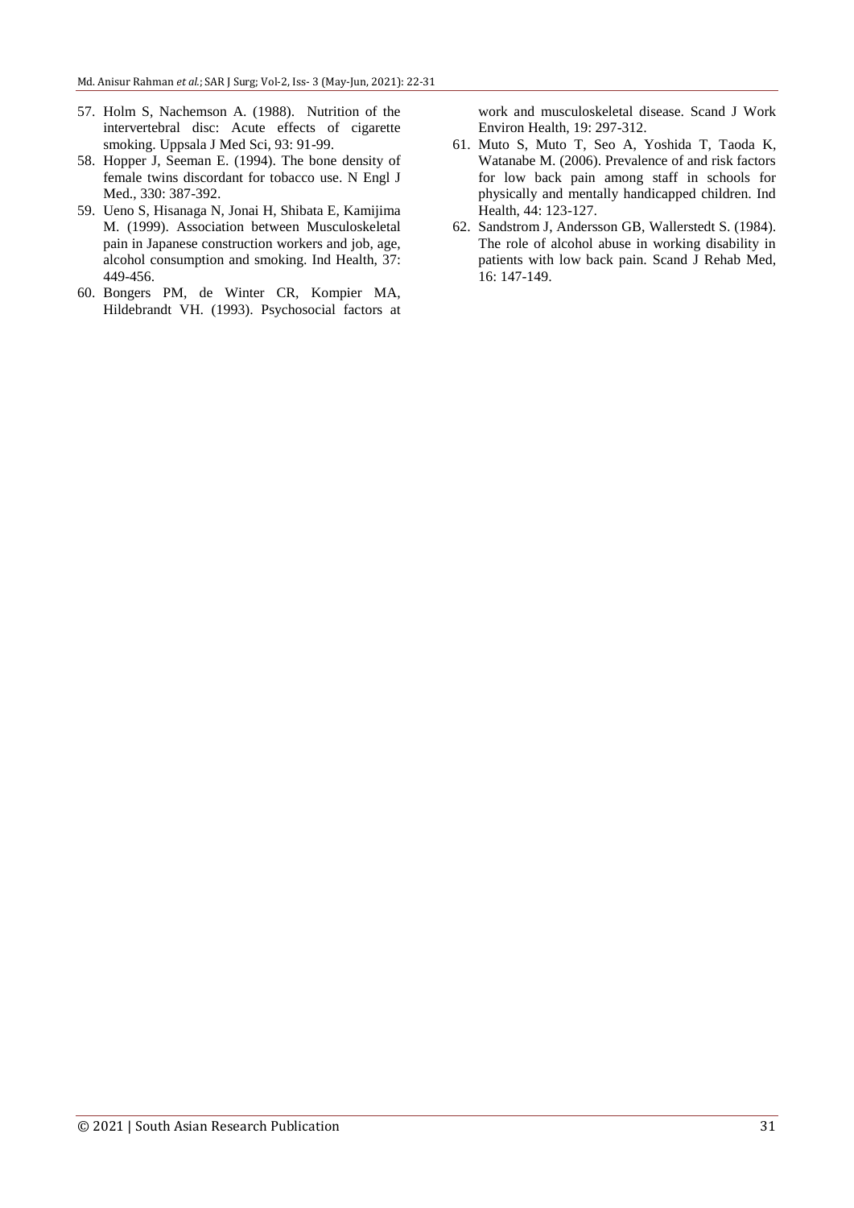57. Holm S, Nachemson A. (1988). Nutrition of the intervertebral disc: Acute effects of cigarette smoking. Uppsala J Med Sci, 93: 91-99.
58. Hopper J, Seeman E. (1994). The bone density of female twins discordant for tobacco use. N Engl J Med., 330: 387-392.
59. Ueno S, Hisanaga N, Jonai H, Shibata E, Kamijima M. (1999). Association between Musculoskeletal pain in Japanese construction workers and job, age, alcohol consumption and smoking. Ind Health, 37: 449-456.
60. Bongers PM, de Winter CR, Kompier MA, Hildebrandt VH. (1993). Psychosocial factors at work and musculoskeletal disease. Scand J Work Environ Health, 19: 297-312.
61. Muto S, Muto T, Seo A, Yoshida T, Taoda K, Watanabe M. (2006). Prevalence of and risk factors for low back pain among staff in schools for physically and mentally handicapped children. Ind Health, 44: 123-127.
62. Sandstrom J, Andersson GB, Wallerstedt S. (1984). The role of alcohol abuse in working disability in patients with low back pain. Scand J Rehab Med, 16: 147-149.